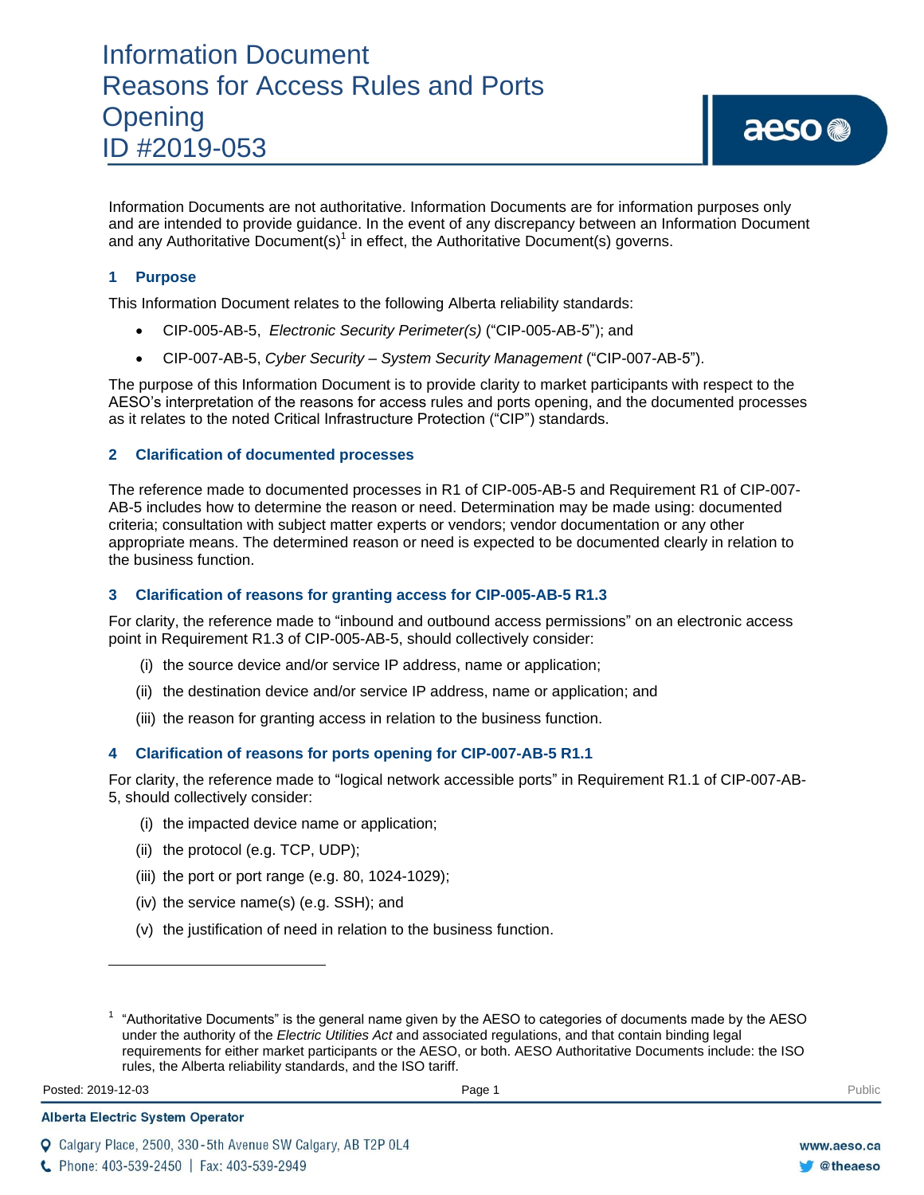# Information Document
# Reasons for Access Rules and Ports Opening
# ID #2019-053

Information Documents are not authoritative. Information Documents are for information purposes only and are intended to provide guidance. In the event of any discrepancy between an Information Document and any Authoritative Document(s)[1] in effect, the Authoritative Document(s) governs.

## 1 Purpose

This Information Document relates to the following Alberta reliability standards:

- CIP-005-AB-5, *Electronic Security Perimeter(s)* ("CIP-005-AB-5"); and
- CIP-007-AB-5, *Cyber Security – System Security Management* ("CIP-007-AB-5").

The purpose of this Information Document is to provide clarity to market participants with respect to the AESO's interpretation of the reasons for access rules and ports opening, and the documented processes as it relates to the noted Critical Infrastructure Protection ("CIP") standards.

## 2 Clarification of documented processes

The reference made to documented processes in R1 of CIP-005-AB-5 and Requirement R1 of CIP-007-AB-5 includes how to determine the reason or need. Determination may be made using: documented criteria; consultation with subject matter experts or vendors; vendor documentation or any other appropriate means. The determined reason or need is expected to be documented clearly in relation to the business function.

## 3 Clarification of reasons for granting access for CIP-005-AB-5 R1.3

For clarity, the reference made to "inbound and outbound access permissions" on an electronic access point in Requirement R1.3 of CIP-005-AB-5, should collectively consider:

(i) the source device and/or service IP address, name or application;

(ii) the destination device and/or service IP address, name or application; and

(iii) the reason for granting access in relation to the business function.

## 4 Clarification of reasons for ports opening for CIP-007-AB-5 R1.1

For clarity, the reference made to "logical network accessible ports" in Requirement R1.1 of CIP-007-AB-5, should collectively consider:

(i) the impacted device name or application;

(ii) the protocol (e.g. TCP, UDP);

(iii) the port or port range (e.g. 80, 1024-1029);

(iv) the service name(s) (e.g. SSH); and

(v) the justification of need in relation to the business function.

---

[1] "Authoritative Documents" is the general name given by the AESO to categories of documents made by the AESO under the authority of the *Electric Utilities Act* and associated regulations, and that contain binding legal requirements for either market participants or the AESO, or both. AESO Authoritative Documents include: the ISO rules, the Alberta reliability standards, and the ISO tariff.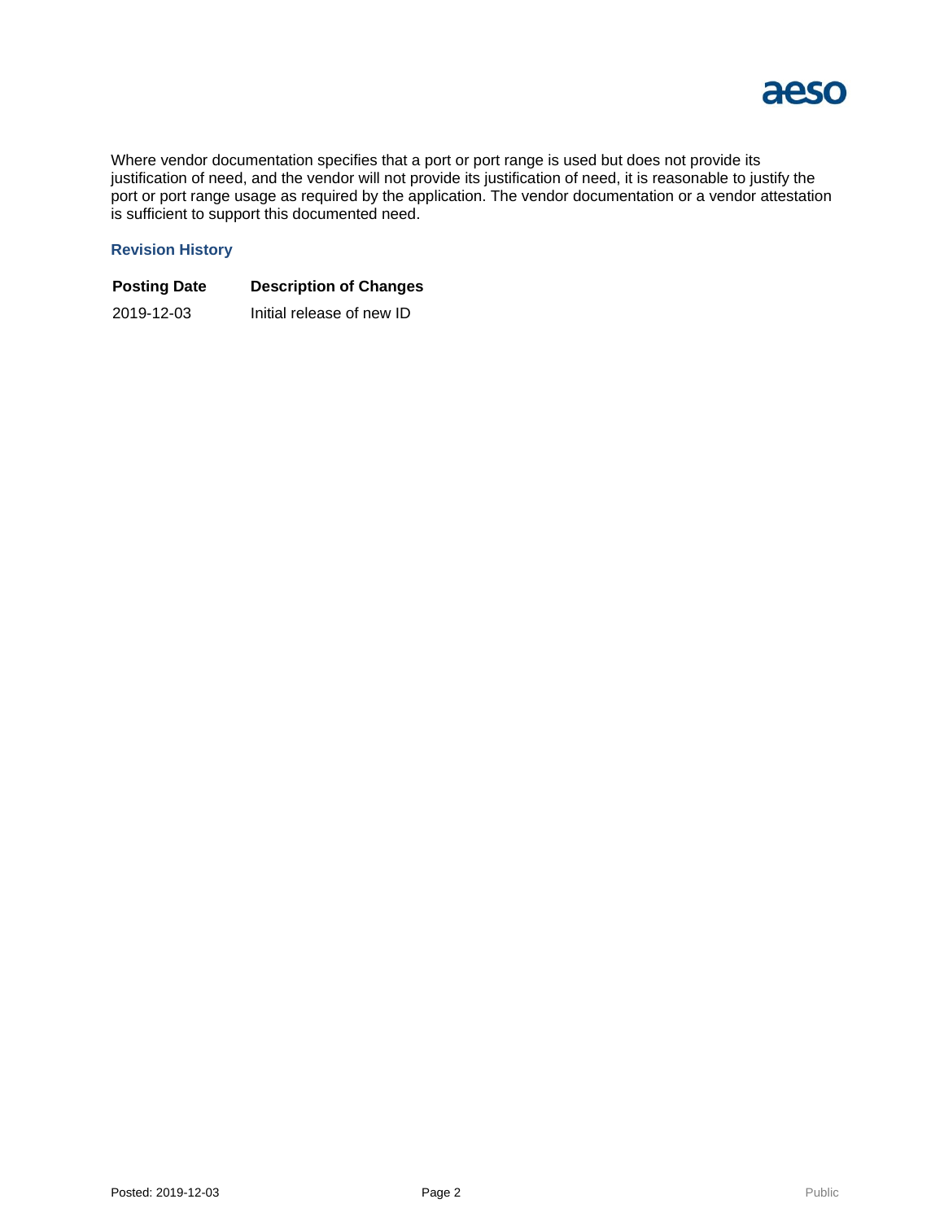Where vendor documentation specifies that a port or port range is used but does not provide its justification of need, and the vendor will not provide its justification of need, it is reasonable to justify the port or port range usage as required by the application. The vendor documentation or a vendor attestation is sufficient to support this documented need.

## Revision History

| Posting Date | Description of Changes |
| --- | --- |
| 2019-12-03 | Initial release of new ID |